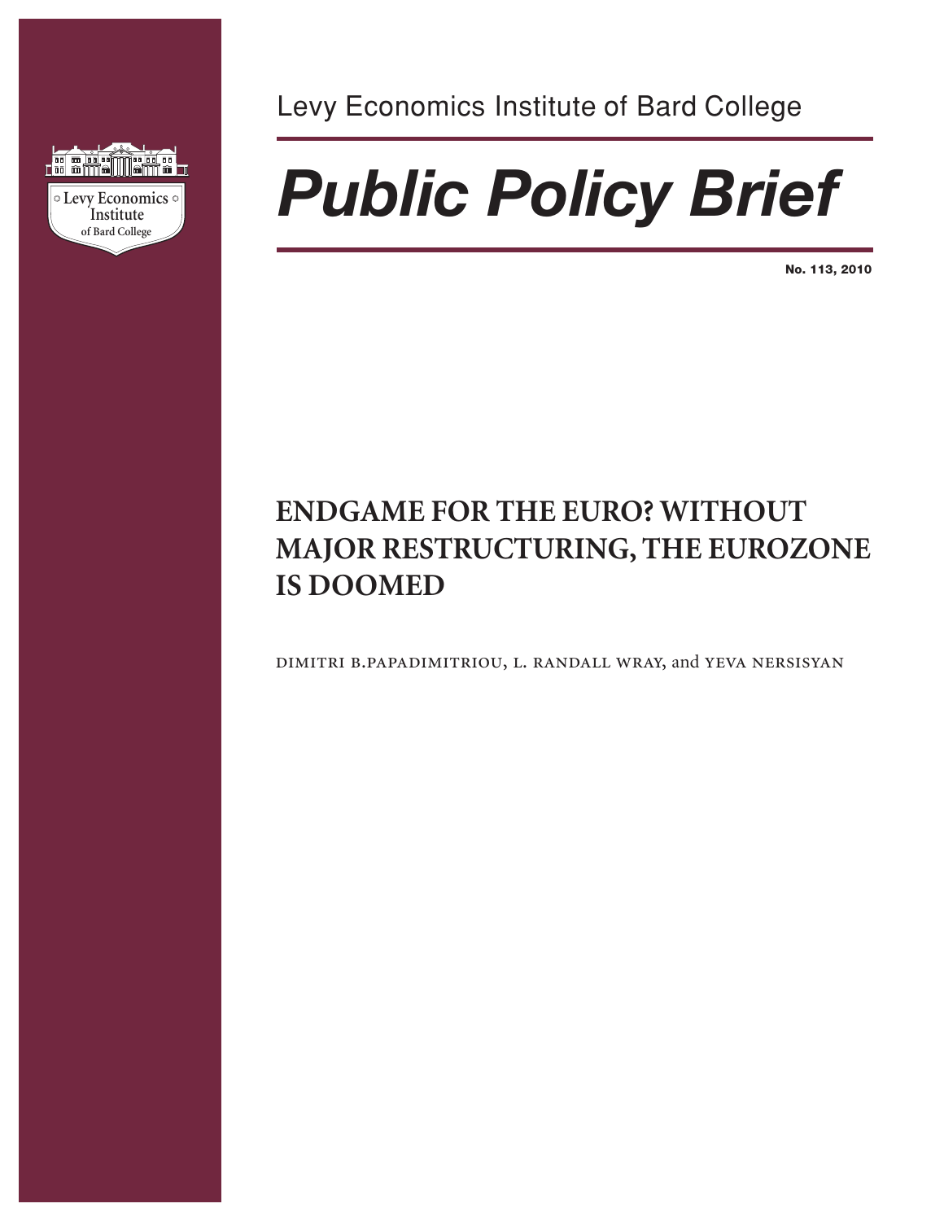Levy Economics Institute of Bard College

# *Public Policy Brief*

**No. 113, 2010**

## ENDGAME FOR THE EURO? WITHOUT MAJOR RESTRUCTURING, THE EUROZONE IS DOOMED

DIMITRI B.PAPADIMITRIOU, L. RANDALL WRAY, and YEVA NERSISYAN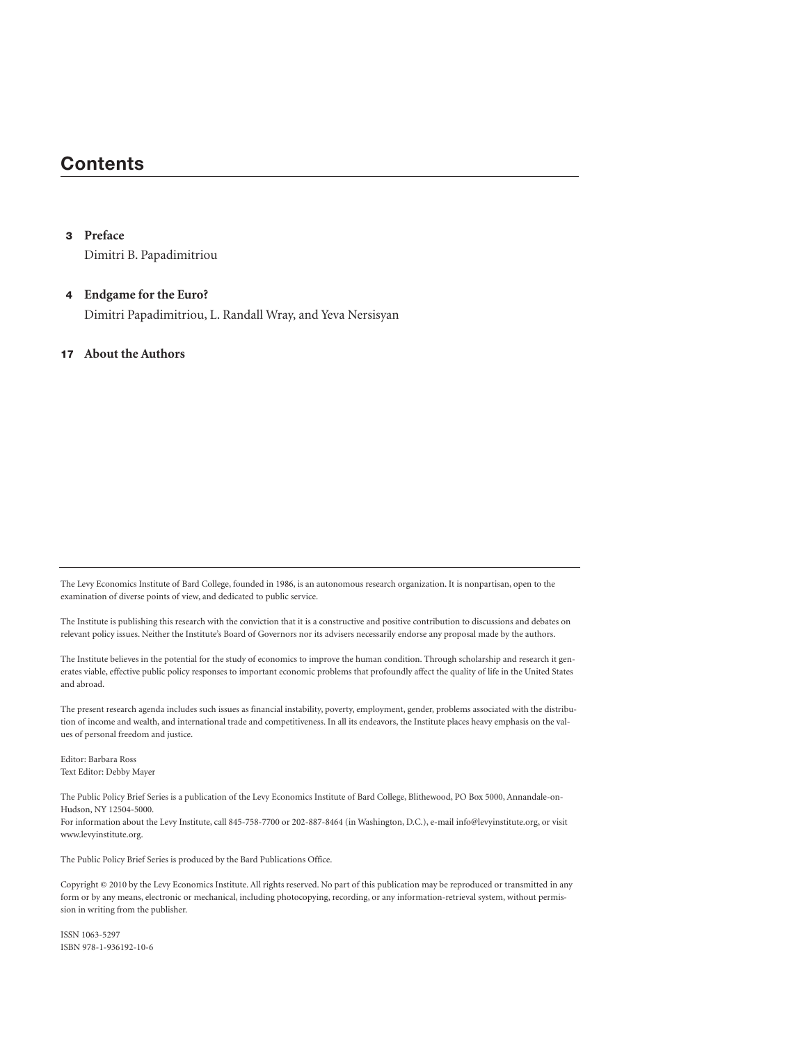# Contents

**3 Preface**
Dimitri B. Papadimitriou

**4 Endgame for the Euro?**
Dimitri Papadimitriou, L. Randall Wray, and Yeva Nersisyan

**17 About the Authors**

---

The Levy Economics Institute of Bard College, founded in 1986, is an autonomous research organization. It is nonpartisan, open to the examination of diverse points of view, and dedicated to public service.

The Institute is publishing this research with the conviction that it is a constructive and positive contribution to discussions and debates on relevant policy issues. Neither the Institute's Board of Governors nor its advisers necessarily endorse any proposal made by the authors.

The Institute believes in the potential for the study of economics to improve the human condition. Through scholarship and research it generates viable, effective public policy responses to important economic problems that profoundly affect the quality of life in the United States and abroad.

The present research agenda includes such issues as financial instability, poverty, employment, gender, problems associated with the distribution of income and wealth, and international trade and competitiveness. In all its endeavors, the Institute places heavy emphasis on the values of personal freedom and justice.

Editor: Barbara Ross
Text Editor: Debby Mayer

The Public Policy Brief Series is a publication of the Levy Economics Institute of Bard College, Blithewood, PO Box 5000, Annandale-on-Hudson, NY 12504-5000.
For information about the Levy Institute, call 845-758-7700 or 202-887-8464 (in Washington, D.C.), e-mail info@levyinstitute.org, or visit www.levyinstitute.org.

The Public Policy Brief Series is produced by the Bard Publications Office.

Copyright © 2010 by the Levy Economics Institute. All rights reserved. No part of this publication may be reproduced or transmitted in any form or by any means, electronic or mechanical, including photocopying, recording, or any information-retrieval system, without permission in writing from the publisher.

ISSN 1063-5297
ISBN 978-1-936192-10-6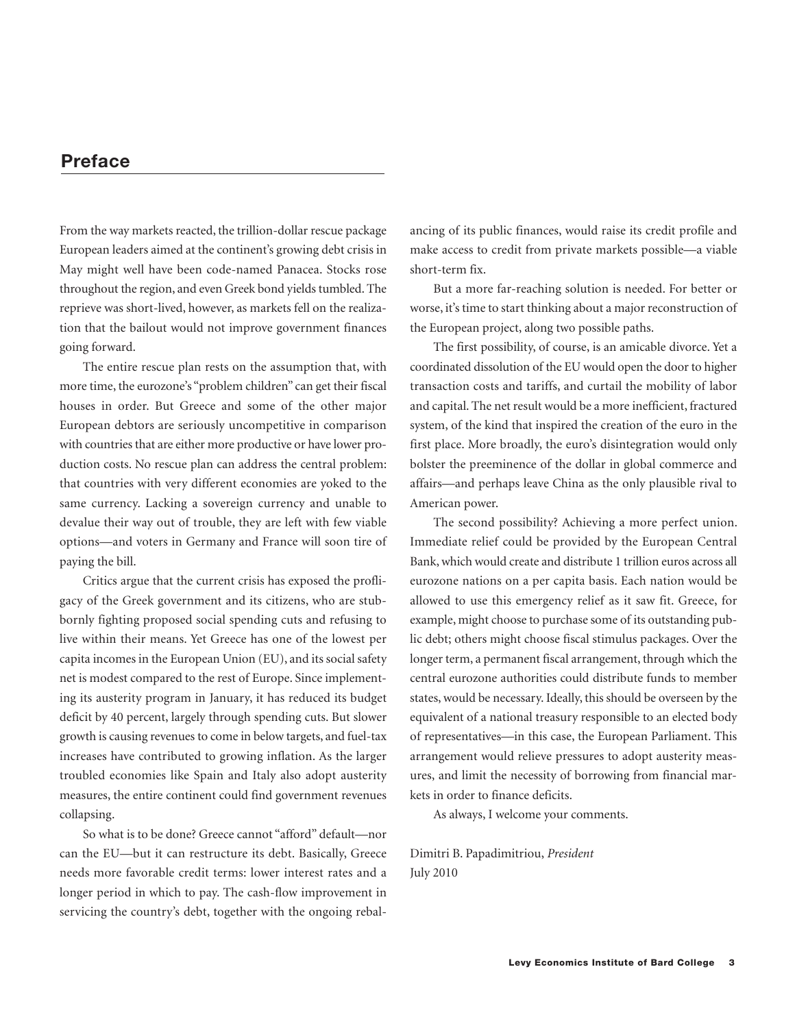## Preface

From the way markets reacted, the trillion-dollar rescue package European leaders aimed at the continent's growing debt crisis in May might well have been code-named Panacea. Stocks rose throughout the region, and even Greek bond yields tumbled. The reprieve was short-lived, however, as markets fell on the realization that the bailout would not improve government finances going forward.

The entire rescue plan rests on the assumption that, with more time, the eurozone's "problem children" can get their fiscal houses in order. But Greece and some of the other major European debtors are seriously uncompetitive in comparison with countries that are either more productive or have lower production costs. No rescue plan can address the central problem: that countries with very different economies are yoked to the same currency. Lacking a sovereign currency and unable to devalue their way out of trouble, they are left with few viable options—and voters in Germany and France will soon tire of paying the bill.

Critics argue that the current crisis has exposed the profligacy of the Greek government and its citizens, who are stubbornly fighting proposed social spending cuts and refusing to live within their means. Yet Greece has one of the lowest per capita incomes in the European Union (EU), and its social safety net is modest compared to the rest of Europe. Since implementing its austerity program in January, it has reduced its budget deficit by 40 percent, largely through spending cuts. But slower growth is causing revenues to come in below targets, and fuel-tax increases have contributed to growing inflation. As the larger troubled economies like Spain and Italy also adopt austerity measures, the entire continent could find government revenues collapsing.

So what is to be done? Greece cannot "afford" default—nor can the EU—but it can restructure its debt. Basically, Greece needs more favorable credit terms: lower interest rates and a longer period in which to pay. The cash-flow improvement in servicing the country's debt, together with the ongoing rebalancing of its public finances, would raise its credit profile and make access to credit from private markets possible—a viable short-term fix.

But a more far-reaching solution is needed. For better or worse, it's time to start thinking about a major reconstruction of the European project, along two possible paths.

The first possibility, of course, is an amicable divorce. Yet a coordinated dissolution of the EU would open the door to higher transaction costs and tariffs, and curtail the mobility of labor and capital. The net result would be a more inefficient, fractured system, of the kind that inspired the creation of the euro in the first place. More broadly, the euro's disintegration would only bolster the preeminence of the dollar in global commerce and affairs—and perhaps leave China as the only plausible rival to American power.

The second possibility? Achieving a more perfect union. Immediate relief could be provided by the European Central Bank, which would create and distribute 1 trillion euros across all eurozone nations on a per capita basis. Each nation would be allowed to use this emergency relief as it saw fit. Greece, for example, might choose to purchase some of its outstanding public debt; others might choose fiscal stimulus packages. Over the longer term, a permanent fiscal arrangement, through which the central eurozone authorities could distribute funds to member states, would be necessary. Ideally, this should be overseen by the equivalent of a national treasury responsible to an elected body of representatives—in this case, the European Parliament. This arrangement would relieve pressures to adopt austerity measures, and limit the necessity of borrowing from financial markets in order to finance deficits.

As always, I welcome your comments.

Dimitri B. Papadimitriou, *President*
July 2010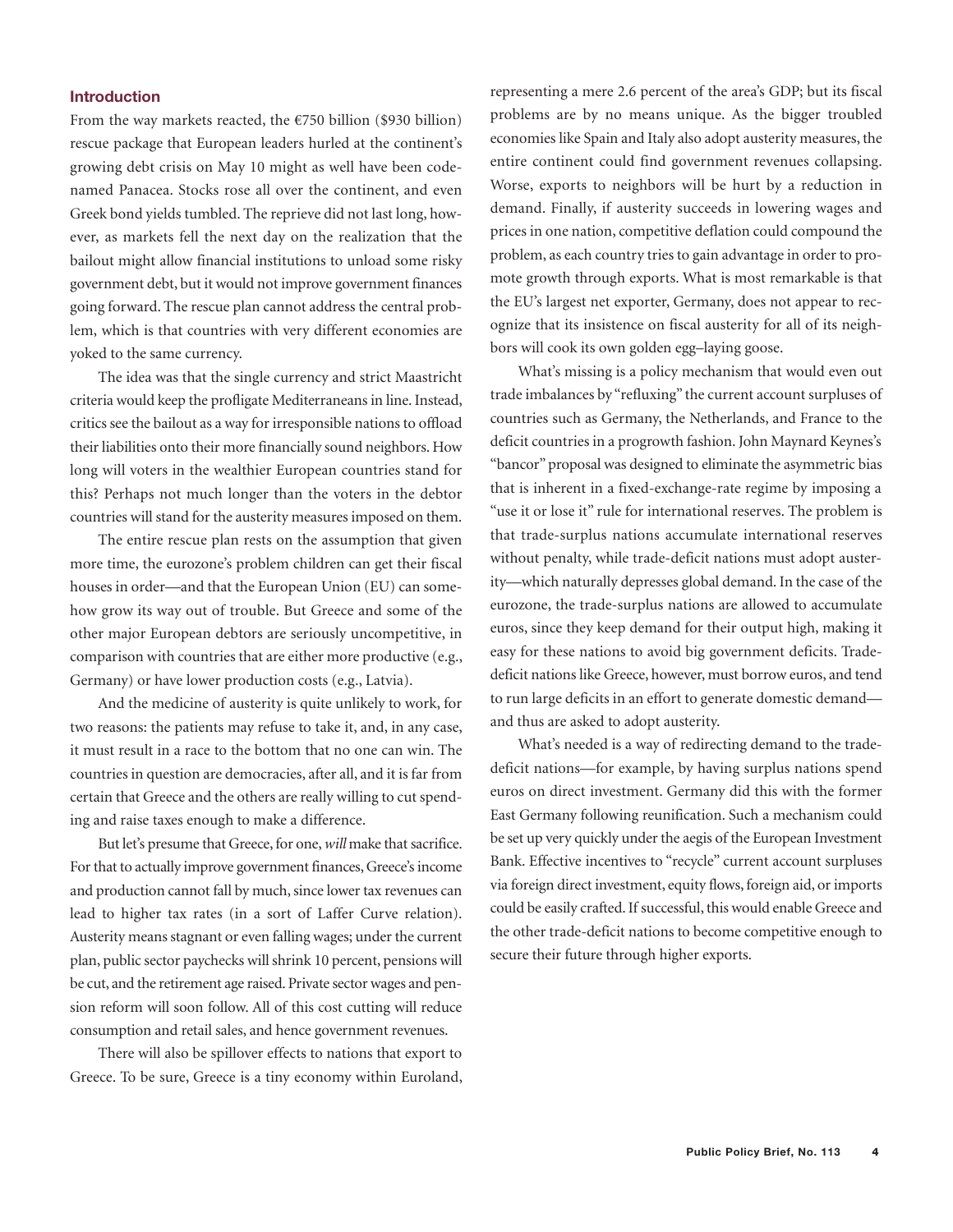## Introduction

From the way markets reacted, the €750 billion ($930 billion) rescue package that European leaders hurled at the continent's growing debt crisis on May 10 might as well have been codenamed Panacea. Stocks rose all over the continent, and even Greek bond yields tumbled. The reprieve did not last long, however, as markets fell the next day on the realization that the bailout might allow financial institutions to unload some risky government debt, but it would not improve government finances going forward. The rescue plan cannot address the central problem, which is that countries with very different economies are yoked to the same currency.

The idea was that the single currency and strict Maastricht criteria would keep the profligate Mediterraneans in line. Instead, critics see the bailout as a way for irresponsible nations to offload their liabilities onto their more financially sound neighbors. How long will voters in the wealthier European countries stand for this? Perhaps not much longer than the voters in the debtor countries will stand for the austerity measures imposed on them.

The entire rescue plan rests on the assumption that given more time, the eurozone's problem children can get their fiscal houses in order—and that the European Union (EU) can somehow grow its way out of trouble. But Greece and some of the other major European debtors are seriously uncompetitive, in comparison with countries that are either more productive (e.g., Germany) or have lower production costs (e.g., Latvia).

And the medicine of austerity is quite unlikely to work, for two reasons: the patients may refuse to take it, and, in any case, it must result in a race to the bottom that no one can win. The countries in question are democracies, after all, and it is far from certain that Greece and the others are really willing to cut spending and raise taxes enough to make a difference.

But let's presume that Greece, for one, *will* make that sacrifice. For that to actually improve government finances, Greece's income and production cannot fall by much, since lower tax revenues can lead to higher tax rates (in a sort of Laffer Curve relation). Austerity means stagnant or even falling wages; under the current plan, public sector paychecks will shrink 10 percent, pensions will be cut, and the retirement age raised. Private sector wages and pension reform will soon follow. All of this cost cutting will reduce consumption and retail sales, and hence government revenues.

There will also be spillover effects to nations that export to Greece. To be sure, Greece is a tiny economy within Euroland, representing a mere 2.6 percent of the area's GDP; but its fiscal problems are by no means unique. As the bigger troubled economies like Spain and Italy also adopt austerity measures, the entire continent could find government revenues collapsing. Worse, exports to neighbors will be hurt by a reduction in demand. Finally, if austerity succeeds in lowering wages and prices in one nation, competitive deflation could compound the problem, as each country tries to gain advantage in order to promote growth through exports. What is most remarkable is that the EU's largest net exporter, Germany, does not appear to recognize that its insistence on fiscal austerity for all of its neighbors will cook its own golden egg–laying goose.

What's missing is a policy mechanism that would even out trade imbalances by "refluxing" the current account surpluses of countries such as Germany, the Netherlands, and France to the deficit countries in a progrowth fashion. John Maynard Keynes's "bancor" proposal was designed to eliminate the asymmetric bias that is inherent in a fixed-exchange-rate regime by imposing a "use it or lose it" rule for international reserves. The problem is that trade-surplus nations accumulate international reserves without penalty, while trade-deficit nations must adopt austerity—which naturally depresses global demand. In the case of the eurozone, the trade-surplus nations are allowed to accumulate euros, since they keep demand for their output high, making it easy for these nations to avoid big government deficits. Trade-deficit nations like Greece, however, must borrow euros, and tend to run large deficits in an effort to generate domestic demand—and thus are asked to adopt austerity.

What's needed is a way of redirecting demand to the trade-deficit nations—for example, by having surplus nations spend euros on direct investment. Germany did this with the former East Germany following reunification. Such a mechanism could be set up very quickly under the aegis of the European Investment Bank. Effective incentives to "recycle" current account surpluses via foreign direct investment, equity flows, foreign aid, or imports could be easily crafted. If successful, this would enable Greece and the other trade-deficit nations to become competitive enough to secure their future through higher exports.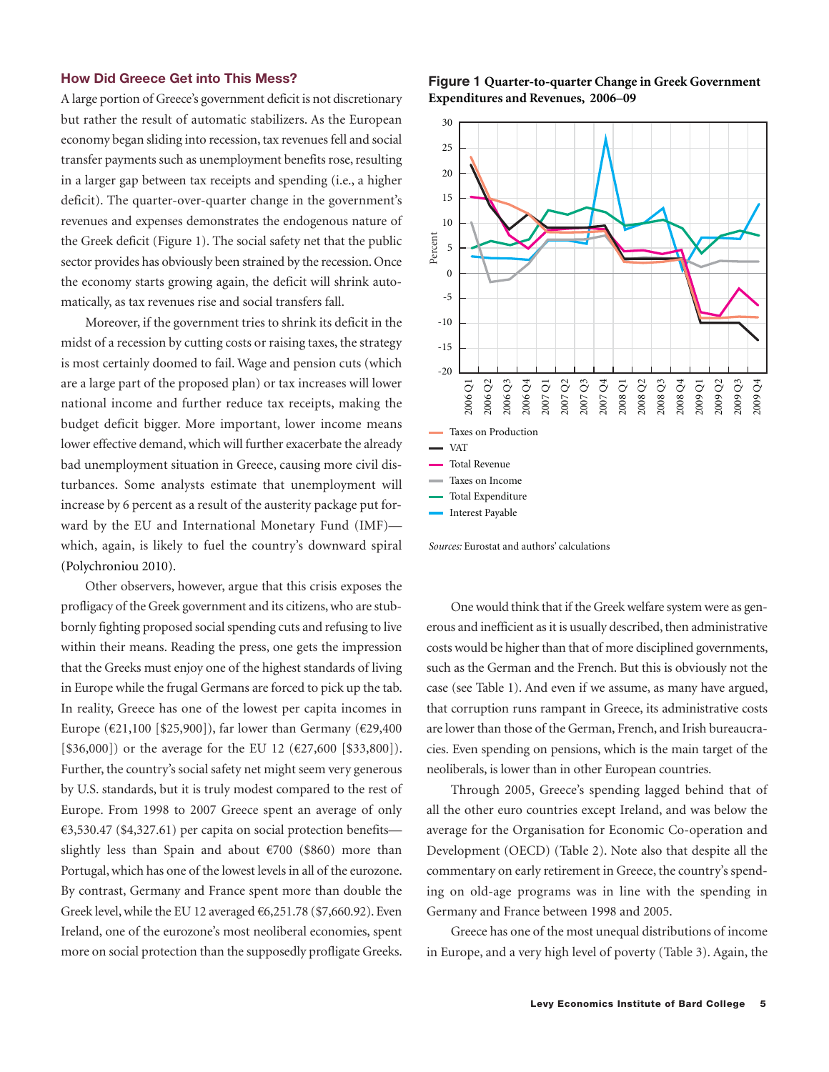## How Did Greece Get into This Mess?

A large portion of Greece's government deficit is not discretionary but rather the result of automatic stabilizers. As the European economy began sliding into recession, tax revenues fell and social transfer payments such as unemployment benefits rose, resulting in a larger gap between tax receipts and spending (i.e., a higher deficit). The quarter-over-quarter change in the government's revenues and expenses demonstrates the endogenous nature of the Greek deficit (Figure 1). The social safety net that the public sector provides has obviously been strained by the recession. Once the economy starts growing again, the deficit will shrink automatically, as tax revenues rise and social transfers fall.

Moreover, if the government tries to shrink its deficit in the midst of a recession by cutting costs or raising taxes, the strategy is most certainly doomed to fail. Wage and pension cuts (which are a large part of the proposed plan) or tax increases will lower national income and further reduce tax receipts, making the budget deficit bigger. More important, lower income means lower effective demand, which will further exacerbate the already bad unemployment situation in Greece, causing more civil disturbances. Some analysts estimate that unemployment will increase by 6 percent as a result of the austerity package put forward by the EU and International Monetary Fund (IMF)—which, again, is likely to fuel the country's downward spiral (Polychroniou 2010).

Other observers, however, argue that this crisis exposes the profligacy of the Greek government and its citizens, who are stubbornly fighting proposed social spending cuts and refusing to live within their means. Reading the press, one gets the impression that the Greeks must enjoy one of the highest standards of living in Europe while the frugal Germans are forced to pick up the tab. In reality, Greece has one of the lowest per capita incomes in Europe (€21,100 [$25,900]), far lower than Germany (€29,400 [$36,000]) or the average for the EU 12 (€27,600 [$33,800]). Further, the country's social safety net might seem very generous by U.S. standards, but it is truly modest compared to the rest of Europe. From 1998 to 2007 Greece spent an average of only €3,530.47 ($4,327.61) per capita on social protection benefits—slightly less than Spain and about €700 ($860) more than Portugal, which has one of the lowest levels in all of the eurozone. By contrast, Germany and France spent more than double the Greek level, while the EU 12 averaged €6,251.78 ($7,660.92). Even Ireland, one of the eurozone's most neoliberal economies, spent more on social protection than the supposedly profligate Greeks.

**Figure 1 Quarter-to-quarter Change in Greek Government Expenditures and Revenues, 2006–09**

*Sources:* Eurostat and authors' calculations

One would think that if the Greek welfare system were as generous and inefficient as it is usually described, then administrative costs would be higher than that of more disciplined governments, such as the German and the French. But this is obviously not the case (see Table 1). And even if we assume, as many have argued, that corruption runs rampant in Greece, its administrative costs are lower than those of the German, French, and Irish bureaucracies. Even spending on pensions, which is the main target of the neoliberals, is lower than in other European countries.

Through 2005, Greece's spending lagged behind that of all the other euro countries except Ireland, and was below the average for the Organisation for Economic Co-operation and Development (OECD) (Table 2). Note also that despite all the commentary on early retirement in Greece, the country's spending on old-age programs was in line with the spending in Germany and France between 1998 and 2005.

Greece has one of the most unequal distributions of income in Europe, and a very high level of poverty (Table 3). Again, the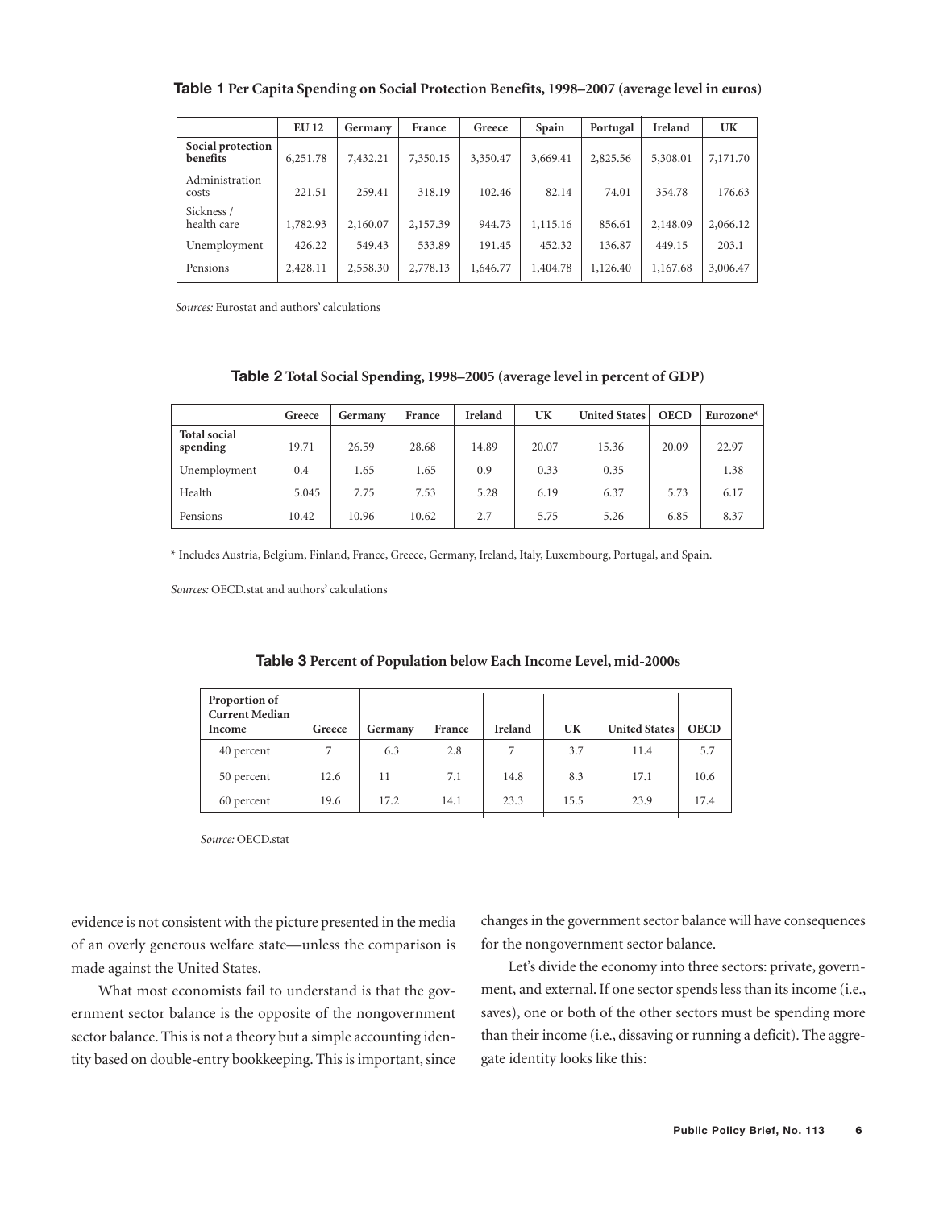**Table 1 Per Capita Spending on Social Protection Benefits, 1998–2007 (average level in euros)**

| | EU 12 | Germany | France | Greece | Spain | Portugal | Ireland | UK |
|---|---|---|---|---|---|---|---|---|
| **Social protection benefits** | 6,251.78 | 7,432.21 | 7,350.15 | 3,350.47 | 3,669.41 | 2,825.56 | 5,308.01 | 7,171.70 |
| Administration costs | 221.51 | 259.41 | 318.19 | 102.46 | 82.14 | 74.01 | 354.78 | 176.63 |
| Sickness / health care | 1,782.93 | 2,160.07 | 2,157.39 | 944.73 | 1,115.16 | 856.61 | 2,148.09 | 2,066.12 |
| Unemployment | 426.22 | 549.43 | 533.89 | 191.45 | 452.32 | 136.87 | 449.15 | 203.1 |
| Pensions | 2,428.11 | 2,558.30 | 2,778.13 | 1,646.77 | 1,404.78 | 1,126.40 | 1,167.68 | 3,006.47 |

*Sources:* Eurostat and authors' calculations

**Table 2 Total Social Spending, 1998–2005 (average level in percent of GDP)**

| | Greece | Germany | France | Ireland | UK | United States | OECD | Eurozone* |
|---|---|---|---|---|---|---|---|---|
| **Total social spending** | 19.71 | 26.59 | 28.68 | 14.89 | 20.07 | 15.36 | 20.09 | 22.97 |
| Unemployment | 0.4 | 1.65 | 1.65 | 0.9 | 0.33 | 0.35 | | 1.38 |
| Health | 5.045 | 7.75 | 7.53 | 5.28 | 6.19 | 6.37 | 5.73 | 6.17 |
| Pensions | 10.42 | 10.96 | 10.62 | 2.7 | 5.75 | 5.26 | 6.85 | 8.37 |

\* Includes Austria, Belgium, Finland, France, Greece, Germany, Ireland, Italy, Luxembourg, Portugal, and Spain.

*Sources:* OECD.stat and authors' calculations

**Table 3 Percent of Population below Each Income Level, mid-2000s**

| Proportion of Current Median Income | Greece | Germany | France | Ireland | UK | United States | OECD |
|---|---|---|---|---|---|---|---|
| 40 percent | 7 | 6.3 | 2.8 | 7 | 3.7 | 11.4 | 5.7 |
| 50 percent | 12.6 | 11 | 7.1 | 14.8 | 8.3 | 17.1 | 10.6 |
| 60 percent | 19.6 | 17.2 | 14.1 | 23.3 | 15.5 | 23.9 | 17.4 |

*Source:* OECD.stat

evidence is not consistent with the picture presented in the media of an overly generous welfare state—unless the comparison is made against the United States.

What most economists fail to understand is that the government sector balance is the opposite of the nongovernment sector balance. This is not a theory but a simple accounting identity based on double-entry bookkeeping. This is important, since changes in the government sector balance will have consequences for the nongovernment sector balance.

Let's divide the economy into three sectors: private, government, and external. If one sector spends less than its income (i.e., saves), one or both of the other sectors must be spending more than their income (i.e., dissaving or running a deficit). The aggregate identity looks like this: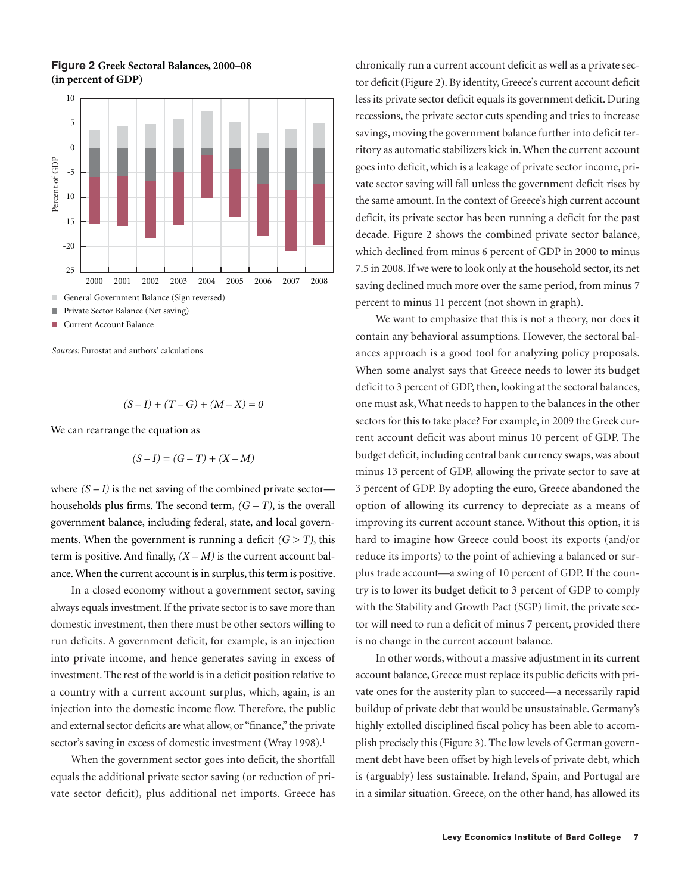**Figure 2** **Greek Sectoral Balances, 2000–08 (in percent of GDP)**

- General Government Balance (Sign reversed)
- Private Sector Balance (Net saving)
- Current Account Balance

*Sources:* Eurostat and authors' calculations

$$(S - I) + (T - G) + (M - X) = 0$$

We can rearrange the equation as

$$(S - I) = (G - T) + (X - M)$$

where $(S - I)$ is the net saving of the combined private sector—households plus firms. The second term, $(G - T)$, is the overall government balance, including federal, state, and local governments. When the government is running a deficit $(G > T)$, this term is positive. And finally, $(X - M)$ is the current account balance. When the current account is in surplus, this term is positive.

In a closed economy without a government sector, saving always equals investment. If the private sector is to save more than domestic investment, then there must be other sectors willing to run deficits. A government deficit, for example, is an injection into private income, and hence generates saving in excess of investment. The rest of the world is in a deficit position relative to a country with a current account surplus, which, again, is an injection into the domestic income flow. Therefore, the public and external sector deficits are what allow, or "finance," the private sector's saving in excess of domestic investment (Wray 1998).[1]

When the government sector goes into deficit, the shortfall equals the additional private sector saving (or reduction of private sector deficit), plus additional net imports. Greece has chronically run a current account deficit as well as a private sector deficit (Figure 2). By identity, Greece's current account deficit less its private sector deficit equals its government deficit. During recessions, the private sector cuts spending and tries to increase savings, moving the government balance further into deficit territory as automatic stabilizers kick in. When the current account goes into deficit, which is a leakage of private sector income, private sector saving will fall unless the government deficit rises by the same amount. In the context of Greece's high current account deficit, its private sector has been running a deficit for the past decade. Figure 2 shows the combined private sector balance, which declined from minus 6 percent of GDP in 2000 to minus 7.5 in 2008. If we were to look only at the household sector, its net saving declined much more over the same period, from minus 7 percent to minus 11 percent (not shown in graph).

We want to emphasize that this is not a theory, nor does it contain any behavioral assumptions. However, the sectoral balances approach is a good tool for analyzing policy proposals. When some analyst says that Greece needs to lower its budget deficit to 3 percent of GDP, then, looking at the sectoral balances, one must ask, What needs to happen to the balances in the other sectors for this to take place? For example, in 2009 the Greek current account deficit was about minus 10 percent of GDP. The budget deficit, including central bank currency swaps, was about minus 13 percent of GDP, allowing the private sector to save at 3 percent of GDP. By adopting the euro, Greece abandoned the option of allowing its currency to depreciate as a means of improving its current account stance. Without this option, it is hard to imagine how Greece could boost its exports (and/or reduce its imports) to the point of achieving a balanced or surplus trade account—a swing of 10 percent of GDP. If the country is to lower its budget deficit to 3 percent of GDP to comply with the Stability and Growth Pact (SGP) limit, the private sector will need to run a deficit of minus 7 percent, provided there is no change in the current account balance.

In other words, without a massive adjustment in its current account balance, Greece must replace its public deficits with private ones for the austerity plan to succeed—a necessarily rapid buildup of private debt that would be unsustainable. Germany's highly extolled disciplined fiscal policy has been able to accomplish precisely this (Figure 3). The low levels of German government debt have been offset by high levels of private debt, which is (arguably) less sustainable. Ireland, Spain, and Portugal are in a similar situation. Greece, on the other hand, has allowed its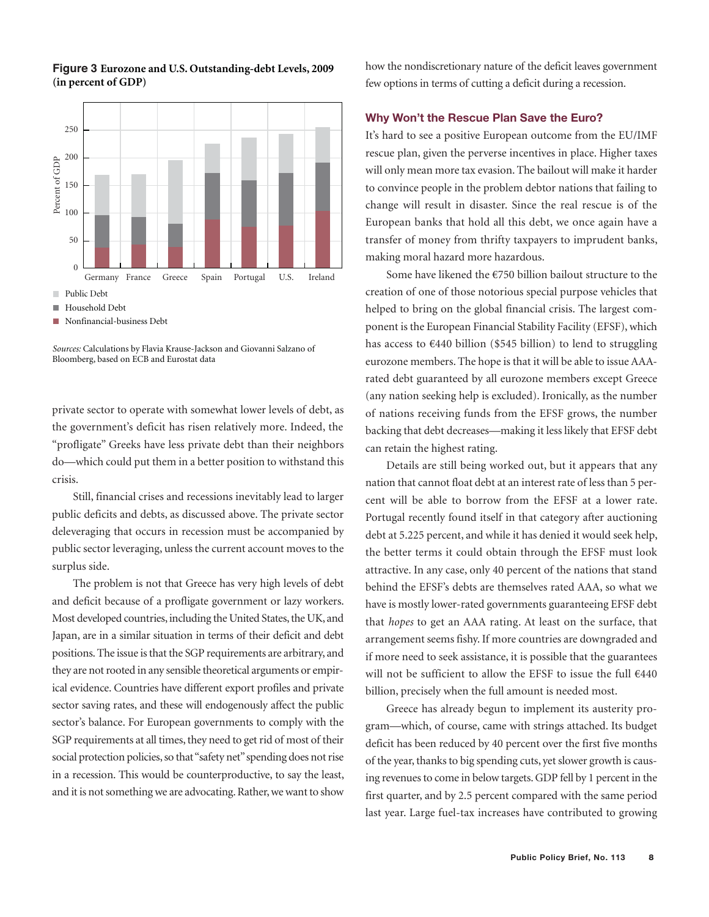**Figure 3** **Eurozone and U.S. Outstanding-debt Levels, 2009 (in percent of GDP)**

- Public Debt
- Household Debt
- Nonfinancial-business Debt

*Sources:* Calculations by Flavia Krause-Jackson and Giovanni Salzano of Bloomberg, based on ECB and Eurostat data

private sector to operate with somewhat lower levels of debt, as the government's deficit has risen relatively more. Indeed, the "profligate" Greeks have less private debt than their neighbors do—which could put them in a better position to withstand this crisis.

Still, financial crises and recessions inevitably lead to larger public deficits and debts, as discussed above. The private sector deleveraging that occurs in recession must be accompanied by public sector leveraging, unless the current account moves to the surplus side.

The problem is not that Greece has very high levels of debt and deficit because of a profligate government or lazy workers. Most developed countries, including the United States, the UK, and Japan, are in a similar situation in terms of their deficit and debt positions. The issue is that the SGP requirements are arbitrary, and they are not rooted in any sensible theoretical arguments or empirical evidence. Countries have different export profiles and private sector saving rates, and these will endogenously affect the public sector's balance. For European governments to comply with the SGP requirements at all times, they need to get rid of most of their social protection policies, so that "safety net" spending does not rise in a recession. This would be counterproductive, to say the least, and it is not something we are advocating. Rather, we want to show how the nondiscretionary nature of the deficit leaves government few options in terms of cutting a deficit during a recession.

### Why Won't the Rescue Plan Save the Euro?

It's hard to see a positive European outcome from the EU/IMF rescue plan, given the perverse incentives in place. Higher taxes will only mean more tax evasion. The bailout will make it harder to convince people in the problem debtor nations that failing to change will result in disaster. Since the real rescue is of the European banks that hold all this debt, we once again have a transfer of money from thrifty taxpayers to imprudent banks, making moral hazard more hazardous.

Some have likened the €750 billion bailout structure to the creation of one of those notorious special purpose vehicles that helped to bring on the global financial crisis. The largest component is the European Financial Stability Facility (EFSF), which has access to €440 billion ($545 billion) to lend to struggling eurozone members. The hope is that it will be able to issue AAA-rated debt guaranteed by all eurozone members except Greece (any nation seeking help is excluded). Ironically, as the number of nations receiving funds from the EFSF grows, the number backing that debt decreases—making it less likely that EFSF debt can retain the highest rating.

Details are still being worked out, but it appears that any nation that cannot float debt at an interest rate of less than 5 percent will be able to borrow from the EFSF at a lower rate. Portugal recently found itself in that category after auctioning debt at 5.225 percent, and while it has denied it would seek help, the better terms it could obtain through the EFSF must look attractive. In any case, only 40 percent of the nations that stand behind the EFSF's debts are themselves rated AAA, so what we have is mostly lower-rated governments guaranteeing EFSF debt that *hopes* to get an AAA rating. At least on the surface, that arrangement seems fishy. If more countries are downgraded and if more need to seek assistance, it is possible that the guarantees will not be sufficient to allow the EFSF to issue the full €440 billion, precisely when the full amount is needed most.

Greece has already begun to implement its austerity program—which, of course, came with strings attached. Its budget deficit has been reduced by 40 percent over the first five months of the year, thanks to big spending cuts, yet slower growth is causing revenues to come in below targets. GDP fell by 1 percent in the first quarter, and by 2.5 percent compared with the same period last year. Large fuel-tax increases have contributed to growing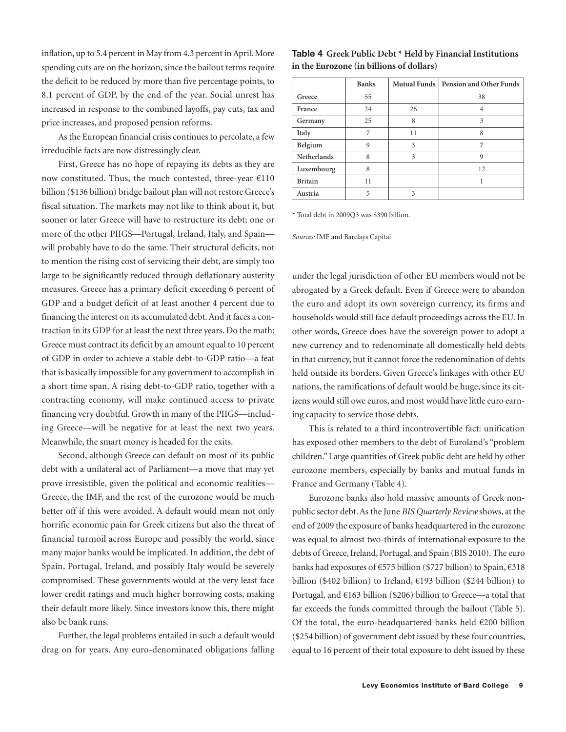inflation, up to 5.4 percent in May from 4.3 percent in April. More spending cuts are on the horizon, since the bailout terms require the deficit to be reduced by more than five percentage points, to 8.1 percent of GDP, by the end of the year. Social unrest has increased in response to the combined layoffs, pay cuts, tax and price increases, and proposed pension reforms.

As the European financial crisis continues to percolate, a few irreducible facts are now distressingly clear.

First, Greece has no hope of repaying its debts as they are now constituted. Thus, the much contested, three-year €110 billion ($136 billion) bridge bailout plan will not restore Greece's fiscal situation. The markets may not like to think about it, but sooner or later Greece will have to restructure its debt; one or more of the other PIIGS—Portugal, Ireland, Italy, and Spain—will probably have to do the same. Their structural deficits, not to mention the rising cost of servicing their debt, are simply too large to be significantly reduced through deflationary austerity measures. Greece has a primary deficit exceeding 6 percent of GDP and a budget deficit of at least another 4 percent due to financing the interest on its accumulated debt. And it faces a contraction in its GDP for at least the next three years. Do the math: Greece must contract its deficit by an amount equal to 10 percent of GDP in order to achieve a stable debt-to-GDP ratio—a feat that is basically impossible for any government to accomplish in a short time span. A rising debt-to-GDP ratio, together with a contracting economy, will make continued access to private financing very doubtful. Growth in many of the PIIGS—including Greece—will be negative for at least the next two years. Meanwhile, the smart money is headed for the exits.

Second, although Greece can default on most of its public debt with a unilateral act of Parliament—a move that may yet prove irresistible, given the political and economic realities—Greece, the IMF, and the rest of the eurozone would be much better off if this were avoided. A default would mean not only horrific economic pain for Greek citizens but also the threat of financial turmoil across Europe and possibly the world, since many major banks would be implicated. In addition, the debt of Spain, Portugal, Ireland, and possibly Italy would be severely compromised. These governments would at the very least face lower credit ratings and much higher borrowing costs, making their default more likely. Since investors know this, there might also be bank runs.

Further, the legal problems entailed in such a default would drag on for years. Any euro-denominated obligations falling under the legal jurisdiction of other EU members would not be abrogated by a Greek default. Even if Greece were to abandon the euro and adopt its own sovereign currency, its firms and households would still face default proceedings across the EU. In other words, Greece does have the sovereign power to adopt a new currency and to redenominate all domestically held debts in that currency, but it cannot force the redenomination of debts held outside its borders. Given Greece's linkages with other EU nations, the ramifications of default would be huge, since its citizens would still owe euros, and most would have little euro earning capacity to service those debts.

This is related to a third incontrovertible fact: unification has exposed other members to the debt of Euroland's "problem children." Large quantities of Greek public debt are held by other eurozone members, especially by banks and mutual funds in France and Germany (Table 4).

Eurozone banks also hold massive amounts of Greek nonpublic sector debt. As the June *BIS Quarterly Review* shows, at the end of 2009 the exposure of banks headquartered in the eurozone was equal to almost two-thirds of international exposure to the debts of Greece, Ireland, Portugal, and Spain (BIS 2010). The euro banks had exposures of €575 billion ($727 billion) to Spain, €318 billion ($402 billion) to Ireland, €193 billion ($244 billion) to Portugal, and €163 billion ($206) billion to Greece—a total that far exceeds the funds committed through the bailout (Table 5). Of the total, the euro-headquartered banks held €200 billion ($254 billion) of government debt issued by these four countries, equal to 16 percent of their total exposure to debt issued by these

**Table 4 Greek Public Debt \* Held by Financial Institutions in the Eurozone (in billions of dollars)**

| | Banks | Mutual Funds | Pension and Other Funds |
|---|---|---|---|
| Greece | 55 | | 38 |
| France | 24 | 26 | 4 |
| Germany | 25 | 8 | 3 |
| Italy | 7 | 11 | 8 |
| Belgium | 9 | 3 | 7 |
| Netherlands | 8 | 3 | 9 |
| Luxembourg | 8 | | 12 |
| Britain | 11 | | 1 |
| Austria | 5 | 3 | |

\* Total debt in 2009Q3 was $390 billion.

*Sources:* IMF and Barclays Capital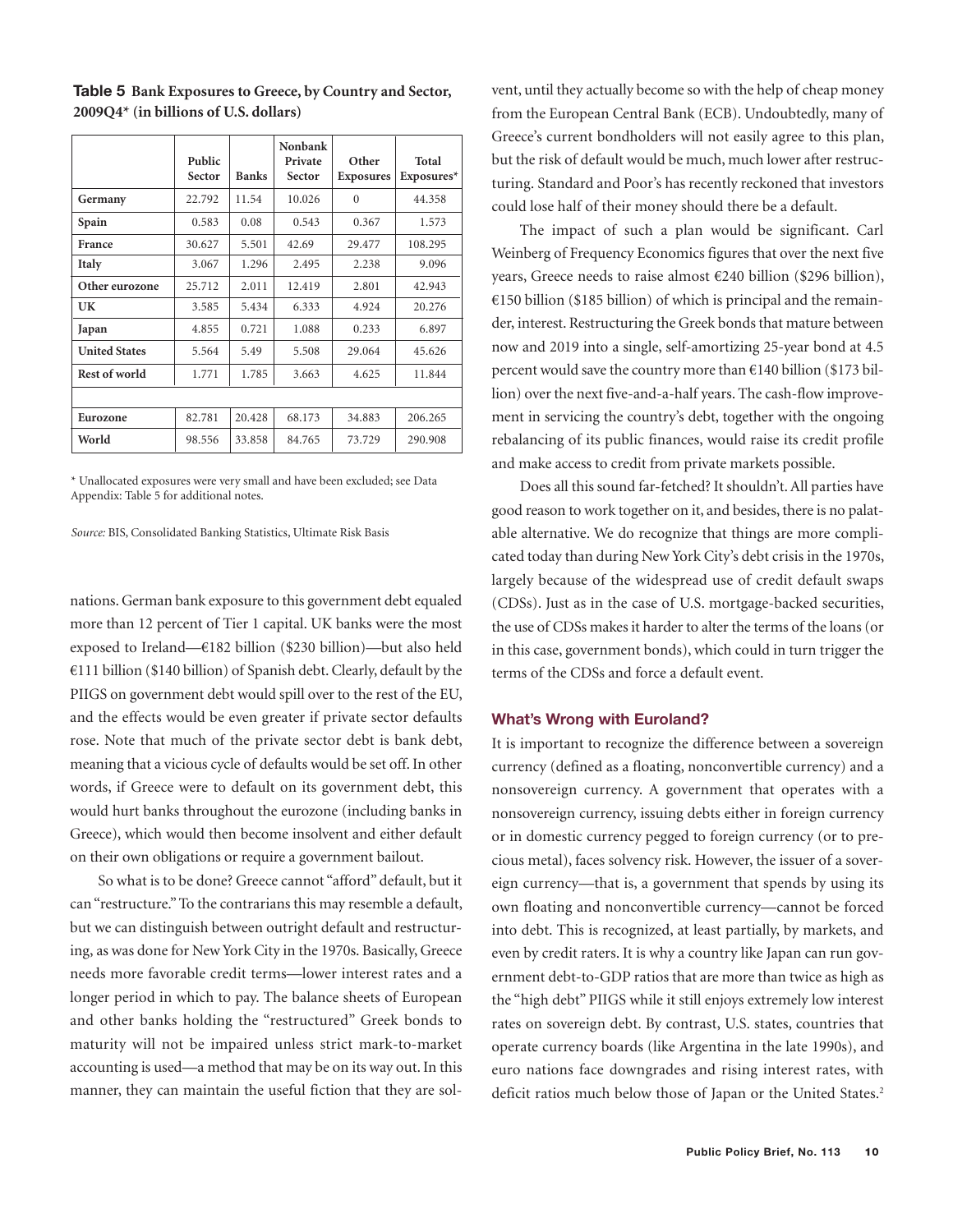**Table 5 Bank Exposures to Greece, by Country and Sector, 2009Q4* (in billions of U.S. dollars)**

| | Public Sector | Banks | Nonbank Private Sector | Other Exposures | Total Exposures* |
|---|---|---|---|---|---|
| Germany | 22.792 | 11.54 | 10.026 | 0 | 44.358 |
| Spain | 0.583 | 0.08 | 0.543 | 0.367 | 1.573 |
| France | 30.627 | 5.501 | 42.69 | 29.477 | 108.295 |
| Italy | 3.067 | 1.296 | 2.495 | 2.238 | 9.096 |
| Other eurozone | 25.712 | 2.011 | 12.419 | 2.801 | 42.943 |
| UK | 3.585 | 5.434 | 6.333 | 4.924 | 20.276 |
| Japan | 4.855 | 0.721 | 1.088 | 0.233 | 6.897 |
| United States | 5.564 | 5.49 | 5.508 | 29.064 | 45.626 |
| Rest of world | 1.771 | 1.785 | 3.663 | 4.625 | 11.844 |
| | | | | | |
| Eurozone | 82.781 | 20.428 | 68.173 | 34.883 | 206.265 |
| World | 98.556 | 33.858 | 84.765 | 73.729 | 290.908 |

* Unallocated exposures were very small and have been excluded; see Data Appendix: Table 5 for additional notes.

*Source:* BIS, Consolidated Banking Statistics, Ultimate Risk Basis

nations. German bank exposure to this government debt equaled more than 12 percent of Tier 1 capital. UK banks were the most exposed to Ireland—€182 billion ($230 billion)—but also held €111 billion ($140 billion) of Spanish debt. Clearly, default by the PIIGS on government debt would spill over to the rest of the EU, and the effects would be even greater if private sector defaults rose. Note that much of the private sector debt is bank debt, meaning that a vicious cycle of defaults would be set off. In other words, if Greece were to default on its government debt, this would hurt banks throughout the eurozone (including banks in Greece), which would then become insolvent and either default on their own obligations or require a government bailout.

So what is to be done? Greece cannot "afford" default, but it can "restructure." To the contrarians this may resemble a default, but we can distinguish between outright default and restructuring, as was done for New York City in the 1970s. Basically, Greece needs more favorable credit terms—lower interest rates and a longer period in which to pay. The balance sheets of European and other banks holding the "restructured" Greek bonds to maturity will not be impaired unless strict mark-to-market accounting is used—a method that may be on its way out. In this manner, they can maintain the useful fiction that they are solvent, until they actually become so with the help of cheap money from the European Central Bank (ECB). Undoubtedly, many of Greece's current bondholders will not easily agree to this plan, but the risk of default would be much, much lower after restructuring. Standard and Poor's has recently reckoned that investors could lose half of their money should there be a default.

The impact of such a plan would be significant. Carl Weinberg of Frequency Economics figures that over the next five years, Greece needs to raise almost €240 billion ($296 billion), €150 billion ($185 billion) of which is principal and the remainder, interest. Restructuring the Greek bonds that mature between now and 2019 into a single, self-amortizing 25-year bond at 4.5 percent would save the country more than €140 billion ($173 billion) over the next five-and-a-half years. The cash-flow improvement in servicing the country's debt, together with the ongoing rebalancing of its public finances, would raise its credit profile and make access to credit from private markets possible.

Does all this sound far-fetched? It shouldn't. All parties have good reason to work together on it, and besides, there is no palatable alternative. We do recognize that things are more complicated today than during New York City's debt crisis in the 1970s, largely because of the widespread use of credit default swaps (CDSs). Just as in the case of U.S. mortgage-backed securities, the use of CDSs makes it harder to alter the terms of the loans (or in this case, government bonds), which could in turn trigger the terms of the CDSs and force a default event.

## What's Wrong with Euroland?

It is important to recognize the difference between a sovereign currency (defined as a floating, nonconvertible currency) and a nonsovereign currency. A government that operates with a nonsovereign currency, issuing debts either in foreign currency or in domestic currency pegged to foreign currency (or to precious metal), faces solvency risk. However, the issuer of a sovereign currency—that is, a government that spends by using its own floating and nonconvertible currency—cannot be forced into debt. This is recognized, at least partially, by markets, and even by credit raters. It is why a country like Japan can run government debt-to-GDP ratios that are more than twice as high as the "high debt" PIIGS while it still enjoys extremely low interest rates on sovereign debt. By contrast, U.S. states, countries that operate currency boards (like Argentina in the late 1990s), and euro nations face downgrades and rising interest rates, with deficit ratios much below those of Japan or the United States.[2]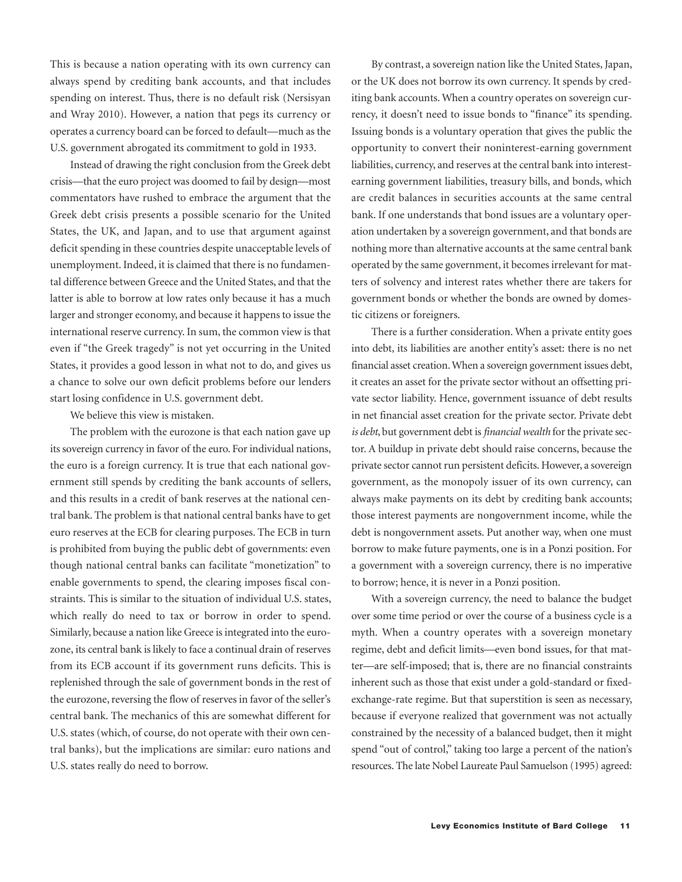This is because a nation operating with its own currency can always spend by crediting bank accounts, and that includes spending on interest. Thus, there is no default risk (Nersisyan and Wray 2010). However, a nation that pegs its currency or operates a currency board can be forced to default—much as the U.S. government abrogated its commitment to gold in 1933.

Instead of drawing the right conclusion from the Greek debt crisis—that the euro project was doomed to fail by design—most commentators have rushed to embrace the argument that the Greek debt crisis presents a possible scenario for the United States, the UK, and Japan, and to use that argument against deficit spending in these countries despite unacceptable levels of unemployment. Indeed, it is claimed that there is no fundamental difference between Greece and the United States, and that the latter is able to borrow at low rates only because it has a much larger and stronger economy, and because it happens to issue the international reserve currency. In sum, the common view is that even if "the Greek tragedy" is not yet occurring in the United States, it provides a good lesson in what not to do, and gives us a chance to solve our own deficit problems before our lenders start losing confidence in U.S. government debt.

We believe this view is mistaken.

The problem with the eurozone is that each nation gave up its sovereign currency in favor of the euro. For individual nations, the euro is a foreign currency. It is true that each national government still spends by crediting the bank accounts of sellers, and this results in a credit of bank reserves at the national central bank. The problem is that national central banks have to get euro reserves at the ECB for clearing purposes. The ECB in turn is prohibited from buying the public debt of governments: even though national central banks can facilitate "monetization" to enable governments to spend, the clearing imposes fiscal constraints. This is similar to the situation of individual U.S. states, which really do need to tax or borrow in order to spend. Similarly, because a nation like Greece is integrated into the eurozone, its central bank is likely to face a continual drain of reserves from its ECB account if its government runs deficits. This is replenished through the sale of government bonds in the rest of the eurozone, reversing the flow of reserves in favor of the seller's central bank. The mechanics of this are somewhat different for U.S. states (which, of course, do not operate with their own central banks), but the implications are similar: euro nations and U.S. states really do need to borrow.

By contrast, a sovereign nation like the United States, Japan, or the UK does not borrow its own currency. It spends by crediting bank accounts. When a country operates on sovereign currency, it doesn't need to issue bonds to "finance" its spending. Issuing bonds is a voluntary operation that gives the public the opportunity to convert their noninterest-earning government liabilities, currency, and reserves at the central bank into interest-earning government liabilities, treasury bills, and bonds, which are credit balances in securities accounts at the same central bank. If one understands that bond issues are a voluntary operation undertaken by a sovereign government, and that bonds are nothing more than alternative accounts at the same central bank operated by the same government, it becomes irrelevant for matters of solvency and interest rates whether there are takers for government bonds or whether the bonds are owned by domestic citizens or foreigners.

There is a further consideration. When a private entity goes into debt, its liabilities are another entity's asset: there is no net financial asset creation. When a sovereign government issues debt, it creates an asset for the private sector without an offsetting private sector liability. Hence, government issuance of debt results in net financial asset creation for the private sector. Private debt *is debt*, but government debt is *financial wealth* for the private sector. A buildup in private debt should raise concerns, because the private sector cannot run persistent deficits. However, a sovereign government, as the monopoly issuer of its own currency, can always make payments on its debt by crediting bank accounts; those interest payments are nongovernment income, while the debt is nongovernment assets. Put another way, when one must borrow to make future payments, one is in a Ponzi position. For a government with a sovereign currency, there is no imperative to borrow; hence, it is never in a Ponzi position.

With a sovereign currency, the need to balance the budget over some time period or over the course of a business cycle is a myth. When a country operates with a sovereign monetary regime, debt and deficit limits—even bond issues, for that matter—are self-imposed; that is, there are no financial constraints inherent such as those that exist under a gold-standard or fixed-exchange-rate regime. But that superstition is seen as necessary, because if everyone realized that government was not actually constrained by the necessity of a balanced budget, then it might spend "out of control," taking too large a percent of the nation's resources. The late Nobel Laureate Paul Samuelson (1995) agreed: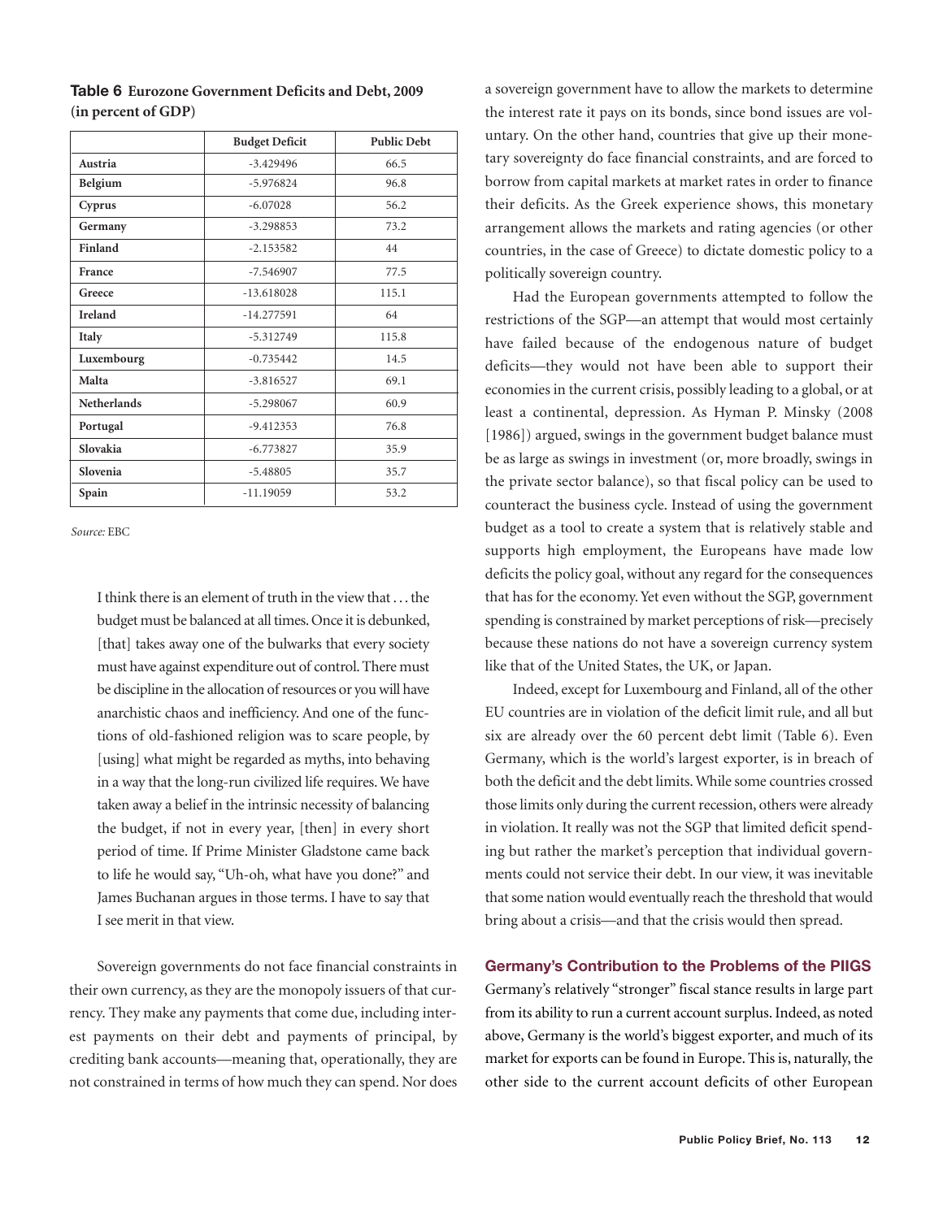**Table 6 Eurozone Government Deficits and Debt, 2009 (in percent of GDP)**

| | Budget Deficit | Public Debt |
|---|---|---|
| Austria | -3.429496 | 66.5 |
| Belgium | -5.976824 | 96.8 |
| Cyprus | -6.07028 | 56.2 |
| Germany | -3.298853 | 73.2 |
| Finland | -2.153582 | 44 |
| France | -7.546907 | 77.5 |
| Greece | -13.618028 | 115.1 |
| Ireland | -14.277591 | 64 |
| Italy | -5.312749 | 115.8 |
| Luxembourg | -0.735442 | 14.5 |
| Malta | -3.816527 | 69.1 |
| Netherlands | -5.298067 | 60.9 |
| Portugal | -9.412353 | 76.8 |
| Slovakia | -6.773827 | 35.9 |
| Slovenia | -5.48805 | 35.7 |
| Spain | -11.19059 | 53.2 |

*Source:* EBC

> I think there is an element of truth in the view that . . . the budget must be balanced at all times. Once it is debunked, [that] takes away one of the bulwarks that every society must have against expenditure out of control. There must be discipline in the allocation of resources or you will have anarchistic chaos and inefficiency. And one of the functions of old-fashioned religion was to scare people, by [using] what might be regarded as myths, into behaving in a way that the long-run civilized life requires. We have taken away a belief in the intrinsic necessity of balancing the budget, if not in every year, [then] in every short period of time. If Prime Minister Gladstone came back to life he would say, "Uh-oh, what have you done?" and James Buchanan argues in those terms. I have to say that I see merit in that view.

Sovereign governments do not face financial constraints in their own currency, as they are the monopoly issuers of that currency. They make any payments that come due, including interest payments on their debt and payments of principal, by crediting bank accounts—meaning that, operationally, they are not constrained in terms of how much they can spend. Nor does a sovereign government have to allow the markets to determine the interest rate it pays on its bonds, since bond issues are voluntary. On the other hand, countries that give up their monetary sovereignty do face financial constraints, and are forced to borrow from capital markets at market rates in order to finance their deficits. As the Greek experience shows, this monetary arrangement allows the markets and rating agencies (or other countries, in the case of Greece) to dictate domestic policy to a politically sovereign country.

Had the European governments attempted to follow the restrictions of the SGP—an attempt that would most certainly have failed because of the endogenous nature of budget deficits—they would not have been able to support their economies in the current crisis, possibly leading to a global, or at least a continental, depression. As Hyman P. Minsky (2008 [1986]) argued, swings in the government budget balance must be as large as swings in investment (or, more broadly, swings in the private sector balance), so that fiscal policy can be used to counteract the business cycle. Instead of using the government budget as a tool to create a system that is relatively stable and supports high employment, the Europeans have made low deficits the policy goal, without any regard for the consequences that has for the economy. Yet even without the SGP, government spending is constrained by market perceptions of risk—precisely because these nations do not have a sovereign currency system like that of the United States, the UK, or Japan.

Indeed, except for Luxembourg and Finland, all of the other EU countries are in violation of the deficit limit rule, and all but six are already over the 60 percent debt limit (Table 6). Even Germany, which is the world's largest exporter, is in breach of both the deficit and the debt limits. While some countries crossed those limits only during the current recession, others were already in violation. It really was not the SGP that limited deficit spending but rather the market's perception that individual governments could not service their debt. In our view, it was inevitable that some nation would eventually reach the threshold that would bring about a crisis—and that the crisis would then spread.

## Germany's Contribution to the Problems of the PIIGS

Germany's relatively "stronger" fiscal stance results in large part from its ability to run a current account surplus. Indeed, as noted above, Germany is the world's biggest exporter, and much of its market for exports can be found in Europe. This is, naturally, the other side to the current account deficits of other European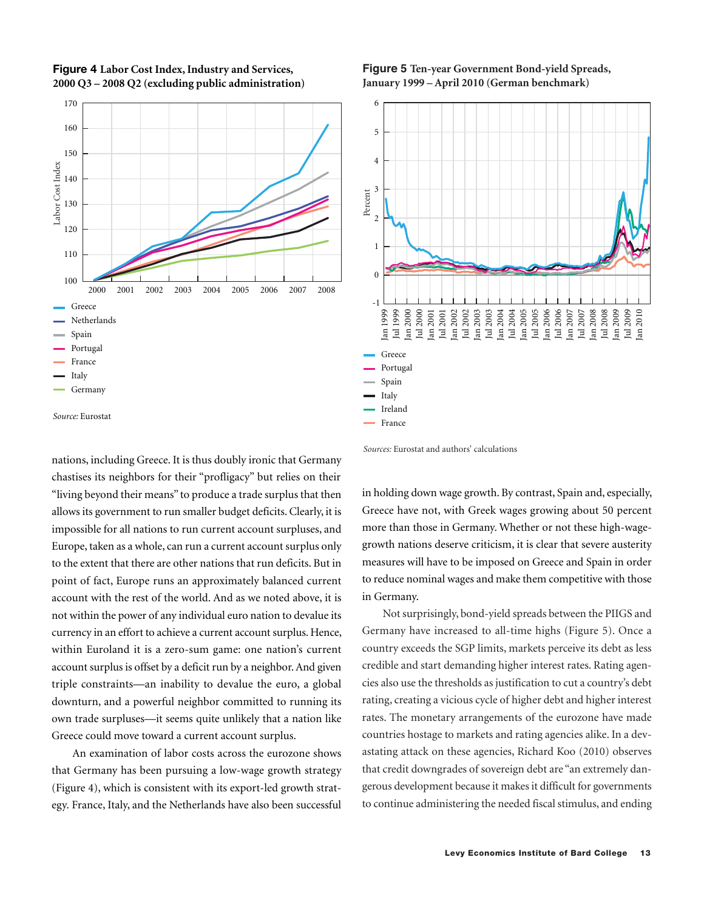**Figure 4** Labor Cost Index, Industry and Services, 2000 Q3 – 2008 Q2 (excluding public administration)

Source: Eurostat

**Figure 5** Ten-year Government Bond-yield Spreads, January 1999 – April 2010 (German benchmark)

Sources: Eurostat and authors' calculations

nations, including Greece. It is thus doubly ironic that Germany chastises its neighbors for their "profligacy" but relies on their "living beyond their means" to produce a trade surplus that then allows its government to run smaller budget deficits. Clearly, it is impossible for all nations to run current account surpluses, and Europe, taken as a whole, can run a current account surplus only to the extent that there are other nations that run deficits. But in point of fact, Europe runs an approximately balanced current account with the rest of the world. And as we noted above, it is not within the power of any individual euro nation to devalue its currency in an effort to achieve a current account surplus. Hence, within Euroland it is a zero-sum game: one nation's current account surplus is offset by a deficit run by a neighbor. And given triple constraints—an inability to devalue the euro, a global downturn, and a powerful neighbor committed to running its own trade surpluses—it seems quite unlikely that a nation like Greece could move toward a current account surplus.

An examination of labor costs across the eurozone shows that Germany has been pursuing a low-wage growth strategy (Figure 4), which is consistent with its export-led growth strategy. France, Italy, and the Netherlands have also been successful in holding down wage growth. By contrast, Spain and, especially, Greece have not, with Greek wages growing about 50 percent more than those in Germany. Whether or not these high-wage-growth nations deserve criticism, it is clear that severe austerity measures will have to be imposed on Greece and Spain in order to reduce nominal wages and make them competitive with those in Germany.

Not surprisingly, bond-yield spreads between the PIIGS and Germany have increased to all-time highs (Figure 5). Once a country exceeds the SGP limits, markets perceive its debt as less credible and start demanding higher interest rates. Rating agencies also use the thresholds as justification to cut a country's debt rating, creating a vicious cycle of higher debt and higher interest rates. The monetary arrangements of the eurozone have made countries hostage to markets and rating agencies alike. In a devastating attack on these agencies, Richard Koo (2010) observes that credit downgrades of sovereign debt are "an extremely dangerous development because it makes it difficult for governments to continue administering the needed fiscal stimulus, and ending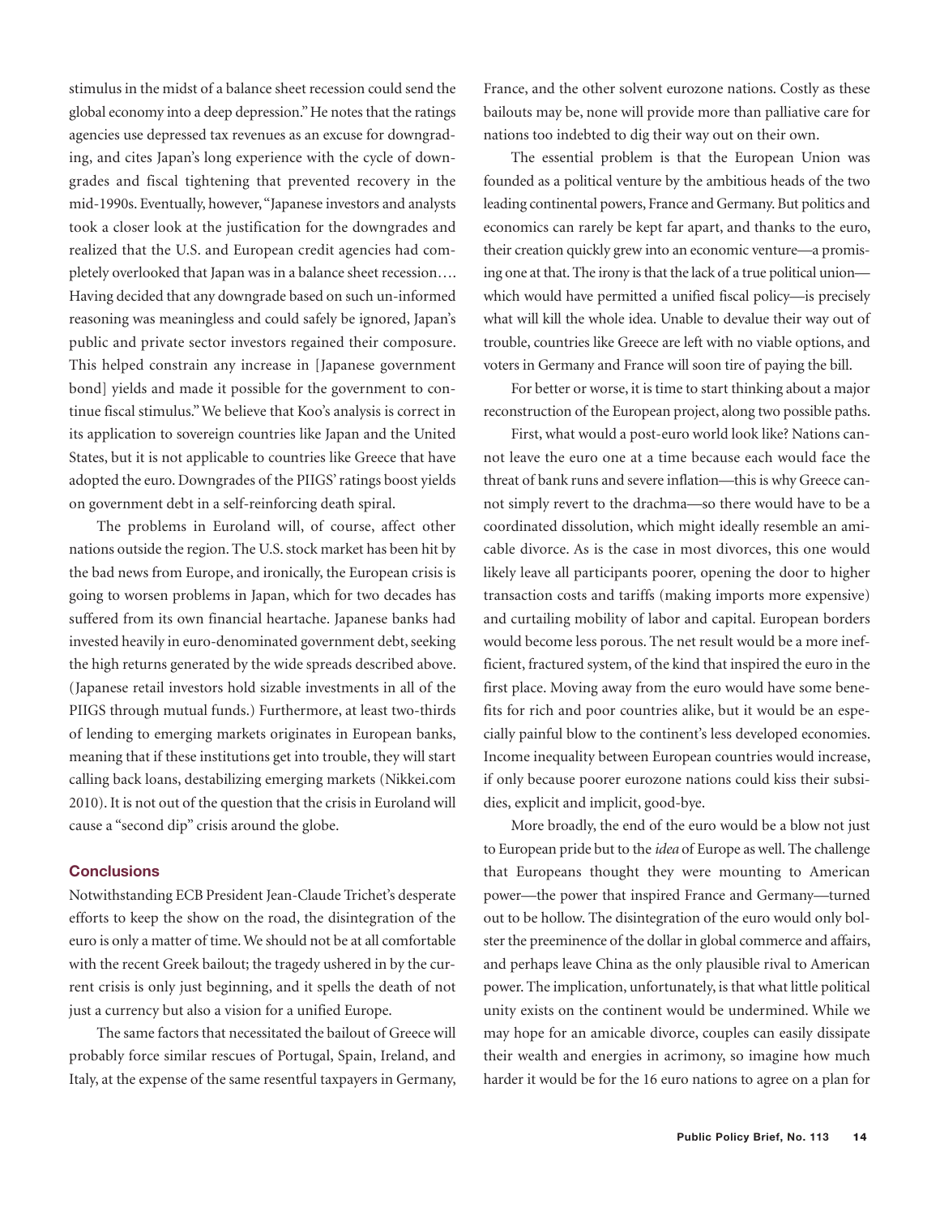stimulus in the midst of a balance sheet recession could send the global economy into a deep depression." He notes that the ratings agencies use depressed tax revenues as an excuse for downgrading, and cites Japan's long experience with the cycle of downgrades and fiscal tightening that prevented recovery in the mid-1990s. Eventually, however, "Japanese investors and analysts took a closer look at the justification for the downgrades and realized that the U.S. and European credit agencies had completely overlooked that Japan was in a balance sheet recession…. Having decided that any downgrade based on such un-informed reasoning was meaningless and could safely be ignored, Japan's public and private sector investors regained their composure. This helped constrain any increase in [Japanese government bond] yields and made it possible for the government to continue fiscal stimulus." We believe that Koo's analysis is correct in its application to sovereign countries like Japan and the United States, but it is not applicable to countries like Greece that have adopted the euro. Downgrades of the PIIGS' ratings boost yields on government debt in a self-reinforcing death spiral.

The problems in Euroland will, of course, affect other nations outside the region. The U.S. stock market has been hit by the bad news from Europe, and ironically, the European crisis is going to worsen problems in Japan, which for two decades has suffered from its own financial heartache. Japanese banks had invested heavily in euro-denominated government debt, seeking the high returns generated by the wide spreads described above. (Japanese retail investors hold sizable investments in all of the PIIGS through mutual funds.) Furthermore, at least two-thirds of lending to emerging markets originates in European banks, meaning that if these institutions get into trouble, they will start calling back loans, destabilizing emerging markets (Nikkei.com 2010). It is not out of the question that the crisis in Euroland will cause a "second dip" crisis around the globe.

## Conclusions

Notwithstanding ECB President Jean-Claude Trichet's desperate efforts to keep the show on the road, the disintegration of the euro is only a matter of time. We should not be at all comfortable with the recent Greek bailout; the tragedy ushered in by the current crisis is only just beginning, and it spells the death of not just a currency but also a vision for a unified Europe.

The same factors that necessitated the bailout of Greece will probably force similar rescues of Portugal, Spain, Ireland, and Italy, at the expense of the same resentful taxpayers in Germany, France, and the other solvent eurozone nations. Costly as these bailouts may be, none will provide more than palliative care for nations too indebted to dig their way out on their own.

The essential problem is that the European Union was founded as a political venture by the ambitious heads of the two leading continental powers, France and Germany. But politics and economics can rarely be kept far apart, and thanks to the euro, their creation quickly grew into an economic venture—a promising one at that. The irony is that the lack of a true political union—which would have permitted a unified fiscal policy—is precisely what will kill the whole idea. Unable to devalue their way out of trouble, countries like Greece are left with no viable options, and voters in Germany and France will soon tire of paying the bill.

For better or worse, it is time to start thinking about a major reconstruction of the European project, along two possible paths.

First, what would a post-euro world look like? Nations cannot leave the euro one at a time because each would face the threat of bank runs and severe inflation—this is why Greece cannot simply revert to the drachma—so there would have to be a coordinated dissolution, which might ideally resemble an amicable divorce. As is the case in most divorces, this one would likely leave all participants poorer, opening the door to higher transaction costs and tariffs (making imports more expensive) and curtailing mobility of labor and capital. European borders would become less porous. The net result would be a more inefficient, fractured system, of the kind that inspired the euro in the first place. Moving away from the euro would have some benefits for rich and poor countries alike, but it would be an especially painful blow to the continent's less developed economies. Income inequality between European countries would increase, if only because poorer eurozone nations could kiss their subsidies, explicit and implicit, good-bye.

More broadly, the end of the euro would be a blow not just to European pride but to the *idea* of Europe as well. The challenge that Europeans thought they were mounting to American power—the power that inspired France and Germany—turned out to be hollow. The disintegration of the euro would only bolster the preeminence of the dollar in global commerce and affairs, and perhaps leave China as the only plausible rival to American power. The implication, unfortunately, is that what little political unity exists on the continent would be undermined. While we may hope for an amicable divorce, couples can easily dissipate their wealth and energies in acrimony, so imagine how much harder it would be for the 16 euro nations to agree on a plan for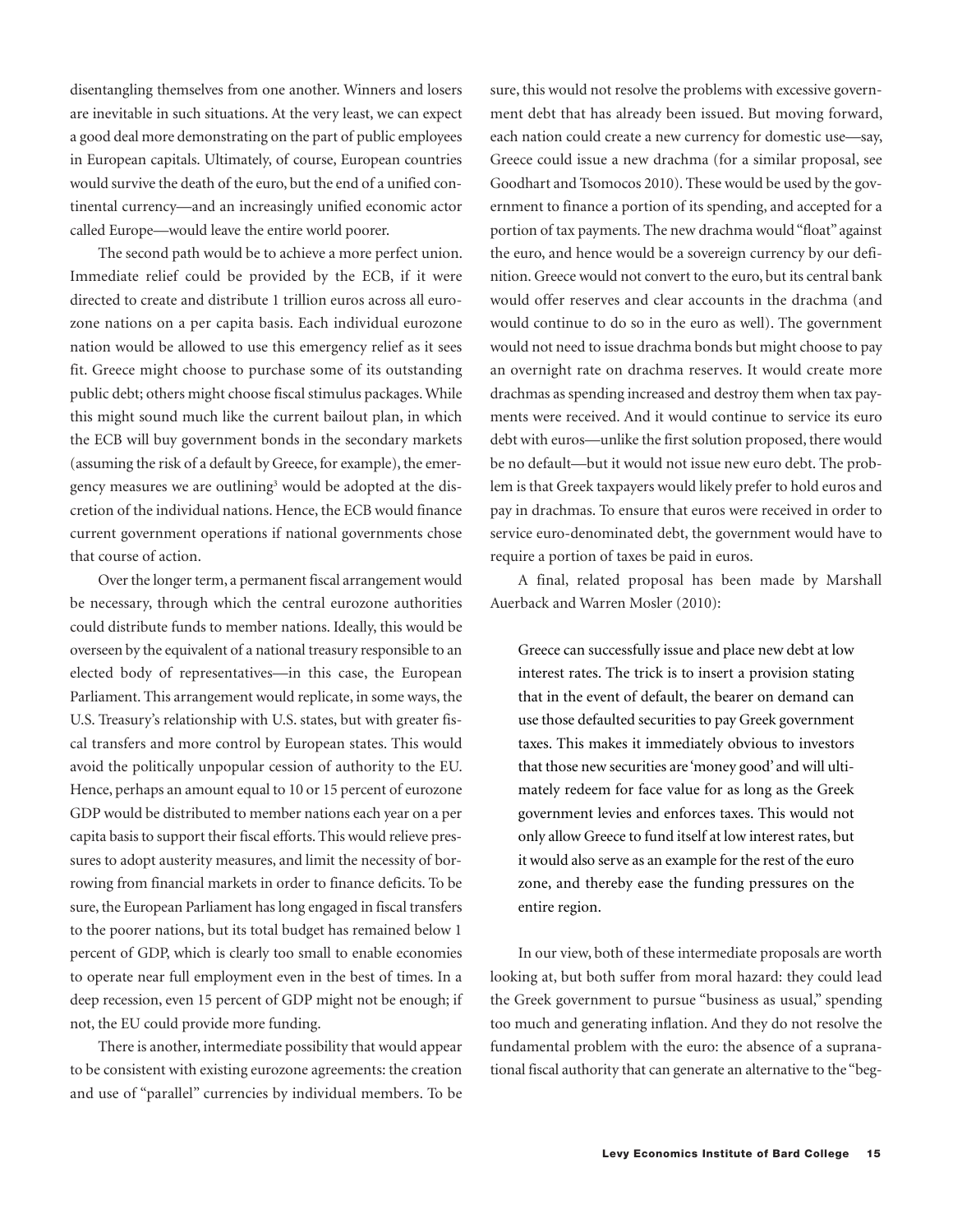disentangling themselves from one another. Winners and losers are inevitable in such situations. At the very least, we can expect a good deal more demonstrating on the part of public employees in European capitals. Ultimately, of course, European countries would survive the death of the euro, but the end of a unified continental currency—and an increasingly unified economic actor called Europe—would leave the entire world poorer.

The second path would be to achieve a more perfect union. Immediate relief could be provided by the ECB, if it were directed to create and distribute 1 trillion euros across all eurozone nations on a per capita basis. Each individual eurozone nation would be allowed to use this emergency relief as it sees fit. Greece might choose to purchase some of its outstanding public debt; others might choose fiscal stimulus packages. While this might sound much like the current bailout plan, in which the ECB will buy government bonds in the secondary markets (assuming the risk of a default by Greece, for example), the emergency measures we are outlining[3] would be adopted at the discretion of the individual nations. Hence, the ECB would finance current government operations if national governments chose that course of action.

Over the longer term, a permanent fiscal arrangement would be necessary, through which the central eurozone authorities could distribute funds to member nations. Ideally, this would be overseen by the equivalent of a national treasury responsible to an elected body of representatives—in this case, the European Parliament. This arrangement would replicate, in some ways, the U.S. Treasury's relationship with U.S. states, but with greater fiscal transfers and more control by European states. This would avoid the politically unpopular cession of authority to the EU. Hence, perhaps an amount equal to 10 or 15 percent of eurozone GDP would be distributed to member nations each year on a per capita basis to support their fiscal efforts. This would relieve pressures to adopt austerity measures, and limit the necessity of borrowing from financial markets in order to finance deficits. To be sure, the European Parliament has long engaged in fiscal transfers to the poorer nations, but its total budget has remained below 1 percent of GDP, which is clearly too small to enable economies to operate near full employment even in the best of times. In a deep recession, even 15 percent of GDP might not be enough; if not, the EU could provide more funding.

There is another, intermediate possibility that would appear to be consistent with existing eurozone agreements: the creation and use of "parallel" currencies by individual members. To be sure, this would not resolve the problems with excessive government debt that has already been issued. But moving forward, each nation could create a new currency for domestic use—say, Greece could issue a new drachma (for a similar proposal, see Goodhart and Tsomocos 2010). These would be used by the government to finance a portion of its spending, and accepted for a portion of tax payments. The new drachma would "float" against the euro, and hence would be a sovereign currency by our definition. Greece would not convert to the euro, but its central bank would offer reserves and clear accounts in the drachma (and would continue to do so in the euro as well). The government would not need to issue drachma bonds but might choose to pay an overnight rate on drachma reserves. It would create more drachmas as spending increased and destroy them when tax payments were received. And it would continue to service its euro debt with euros—unlike the first solution proposed, there would be no default—but it would not issue new euro debt. The problem is that Greek taxpayers would likely prefer to hold euros and pay in drachmas. To ensure that euros were received in order to service euro-denominated debt, the government would have to require a portion of taxes be paid in euros.

A final, related proposal has been made by Marshall Auerback and Warren Mosler (2010):

> Greece can successfully issue and place new debt at low interest rates. The trick is to insert a provision stating that in the event of default, the bearer on demand can use those defaulted securities to pay Greek government taxes. This makes it immediately obvious to investors that those new securities are 'money good' and will ultimately redeem for face value for as long as the Greek government levies and enforces taxes. This would not only allow Greece to fund itself at low interest rates, but it would also serve as an example for the rest of the euro zone, and thereby ease the funding pressures on the entire region.

In our view, both of these intermediate proposals are worth looking at, but both suffer from moral hazard: they could lead the Greek government to pursue "business as usual," spending too much and generating inflation. And they do not resolve the fundamental problem with the euro: the absence of a supranational fiscal authority that can generate an alternative to the "beg-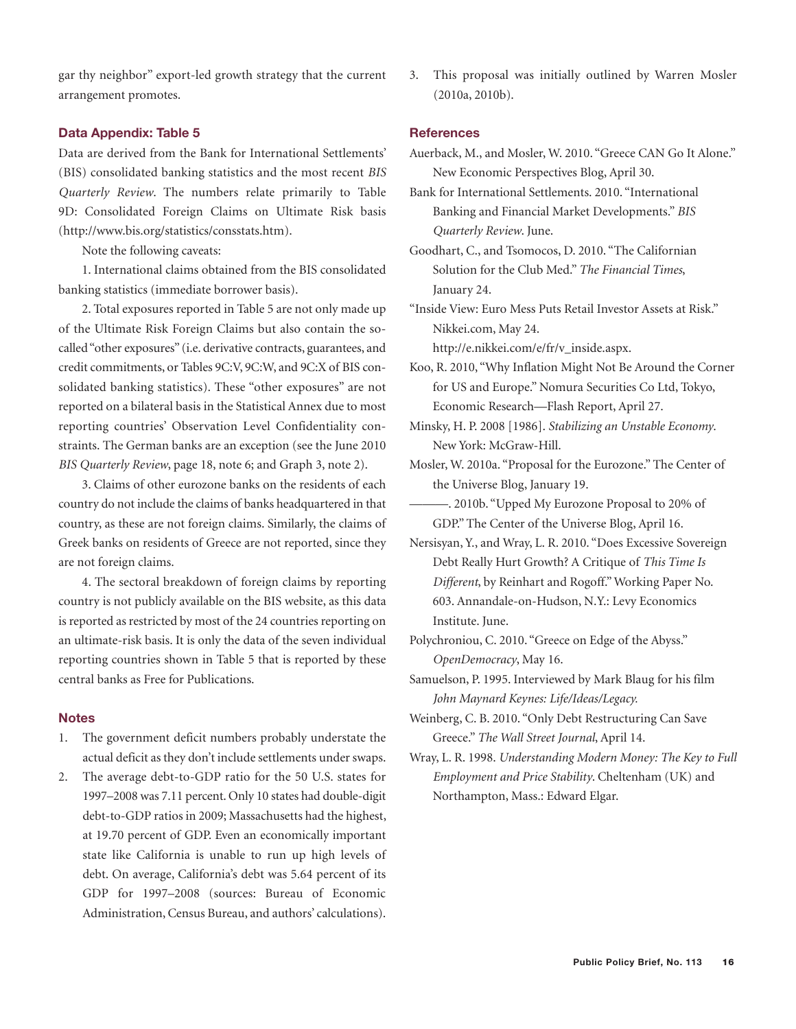gar thy neighbor" export-led growth strategy that the current arrangement promotes.

### Data Appendix: Table 5

Data are derived from the Bank for International Settlements' (BIS) consolidated banking statistics and the most recent *BIS Quarterly Review*. The numbers relate primarily to Table 9D: Consolidated Foreign Claims on Ultimate Risk basis (http://www.bis.org/statistics/consstats.htm).

Note the following caveats:

1. International claims obtained from the BIS consolidated banking statistics (immediate borrower basis).

2. Total exposures reported in Table 5 are not only made up of the Ultimate Risk Foreign Claims but also contain the so-called "other exposures" (i.e. derivative contracts, guarantees, and credit commitments, or Tables 9C:V, 9C:W, and 9C:X of BIS consolidated banking statistics). These "other exposures" are not reported on a bilateral basis in the Statistical Annex due to most reporting countries' Observation Level Confidentiality constraints. The German banks are an exception (see the June 2010 *BIS Quarterly Review*, page 18, note 6; and Graph 3, note 2).

3. Claims of other eurozone banks on the residents of each country do not include the claims of banks headquartered in that country, as these are not foreign claims. Similarly, the claims of Greek banks on residents of Greece are not reported, since they are not foreign claims.

4. The sectoral breakdown of foreign claims by reporting country is not publicly available on the BIS website, as this data is reported as restricted by most of the 24 countries reporting on an ultimate-risk basis. It is only the data of the seven individual reporting countries shown in Table 5 that is reported by these central banks as Free for Publications.

### Notes

1. The government deficit numbers probably understate the actual deficit as they don't include settlements under swaps.
2. The average debt-to-GDP ratio for the 50 U.S. states for 1997–2008 was 7.11 percent. Only 10 states had double-digit debt-to-GDP ratios in 2009; Massachusetts had the highest, at 19.70 percent of GDP. Even an economically important state like California is unable to run up high levels of debt. On average, California's debt was 5.64 percent of its GDP for 1997–2008 (sources: Bureau of Economic Administration, Census Bureau, and authors' calculations).
3. This proposal was initially outlined by Warren Mosler (2010a, 2010b).

### References

Auerback, M., and Mosler, W. 2010. "Greece CAN Go It Alone." New Economic Perspectives Blog, April 30.

Bank for International Settlements. 2010. "International Banking and Financial Market Developments." *BIS Quarterly Review*. June.

Goodhart, C., and Tsomocos, D. 2010. "The Californian Solution for the Club Med." *The Financial Times*, January 24.

"Inside View: Euro Mess Puts Retail Investor Assets at Risk." Nikkei.com, May 24. http://e.nikkei.com/e/fr/v_inside.aspx.

Koo, R. 2010, "Why Inflation Might Not Be Around the Corner for US and Europe." Nomura Securities Co Ltd, Tokyo, Economic Research—Flash Report, April 27.

Minsky, H. P. 2008 [1986]. *Stabilizing an Unstable Economy*. New York: McGraw-Hill.

Mosler, W. 2010a. "Proposal for the Eurozone." The Center of the Universe Blog, January 19.

———. 2010b. "Upped My Eurozone Proposal to 20% of GDP." The Center of the Universe Blog, April 16.

Nersisyan, Y., and Wray, L. R. 2010. "Does Excessive Sovereign Debt Really Hurt Growth? A Critique of *This Time Is Different*, by Reinhart and Rogoff." Working Paper No. 603. Annandale-on-Hudson, N.Y.: Levy Economics Institute. June.

Polychroniou, C. 2010. "Greece on Edge of the Abyss." *OpenDemocracy*, May 16.

Samuelson, P. 1995. Interviewed by Mark Blaug for his film *John Maynard Keynes: Life/Ideas/Legacy.*

Weinberg, C. B. 2010. "Only Debt Restructuring Can Save Greece." *The Wall Street Journal*, April 14.

Wray, L. R. 1998. *Understanding Modern Money: The Key to Full Employment and Price Stability*. Cheltenham (UK) and Northampton, Mass.: Edward Elgar.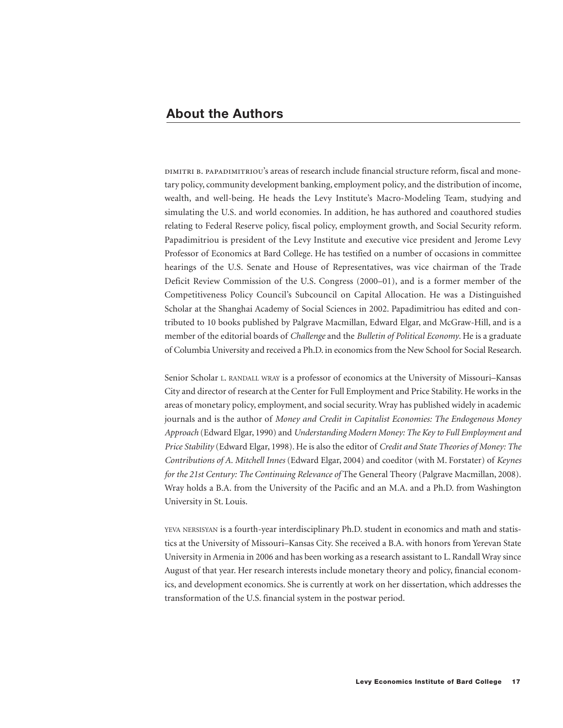## About the Authors

DIMITRI B. PAPADIMITRIOU's areas of research include financial structure reform, fiscal and monetary policy, community development banking, employment policy, and the distribution of income, wealth, and well-being. He heads the Levy Institute's Macro-Modeling Team, studying and simulating the U.S. and world economies. In addition, he has authored and coauthored studies relating to Federal Reserve policy, fiscal policy, employment growth, and Social Security reform. Papadimitriou is president of the Levy Institute and executive vice president and Jerome Levy Professor of Economics at Bard College. He has testified on a number of occasions in committee hearings of the U.S. Senate and House of Representatives, was vice chairman of the Trade Deficit Review Commission of the U.S. Congress (2000–01), and is a former member of the Competitiveness Policy Council's Subcouncil on Capital Allocation. He was a Distinguished Scholar at the Shanghai Academy of Social Sciences in 2002. Papadimitriou has edited and contributed to 10 books published by Palgrave Macmillan, Edward Elgar, and McGraw-Hill, and is a member of the editorial boards of *Challenge* and the *Bulletin of Political Economy*. He is a graduate of Columbia University and received a Ph.D. in economics from the New School for Social Research.

Senior Scholar L. RANDALL WRAY is a professor of economics at the University of Missouri–Kansas City and director of research at the Center for Full Employment and Price Stability. He works in the areas of monetary policy, employment, and social security. Wray has published widely in academic journals and is the author of *Money and Credit in Capitalist Economies: The Endogenous Money Approach* (Edward Elgar, 1990) and *Understanding Modern Money: The Key to Full Employment and Price Stability* (Edward Elgar, 1998). He is also the editor of *Credit and State Theories of Money: The Contributions of A. Mitchell Innes* (Edward Elgar, 2004) and coeditor (with M. Forstater) of *Keynes for the 21st Century: The Continuing Relevance of* The General Theory (Palgrave Macmillan, 2008). Wray holds a B.A. from the University of the Pacific and an M.A. and a Ph.D. from Washington University in St. Louis.

YEVA NERSISYAN is a fourth-year interdisciplinary Ph.D. student in economics and math and statistics at the University of Missouri–Kansas City. She received a B.A. with honors from Yerevan State University in Armenia in 2006 and has been working as a research assistant to L. Randall Wray since August of that year. Her research interests include monetary theory and policy, financial economics, and development economics. She is currently at work on her dissertation, which addresses the transformation of the U.S. financial system in the postwar period.